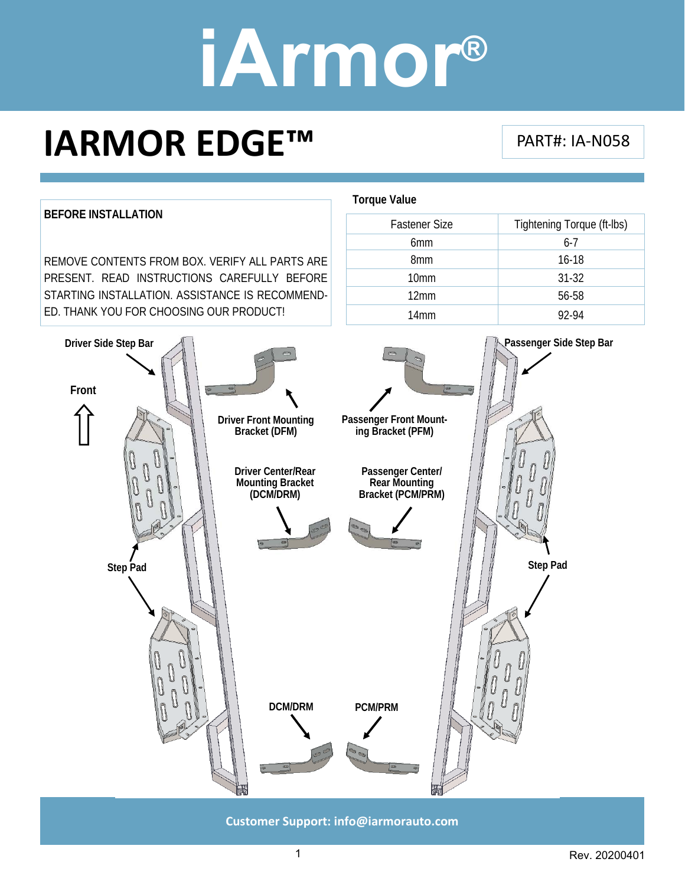# iArmor®

# IARMOR EDGE™

PART#: IA-N058

**BEFORE INSTALLATION**

REMOVE CONTENTS FROM BOX. VERIFY ALL PARTS ARE PRESENT. READ INSTRUCTIONS CAREFULLY BEFORE STARTING INSTALLATION. ASSISTANCE IS RECOMMENDED. THANK YOU FOR CHOOSING OUR PRODUCT!

**Torque Value**

| Fastener Size | Tightening Torque (ft-lbs) |
| --- | --- |
| 6mm | 6-7 |
| 8mm | 16-18 |
| 10mm | 31-32 |
| 12mm | 56-58 |
| 14mm | 92-94 |

**Driver Side Step Bar**

**Front**

**Driver Front Mounting Bracket (DFM)**

**Passenger Front Mounting Bracket (PFM)**

**Passenger Side Step Bar**

**Driver Center/Rear Mounting Bracket (DCM/DRM)**

**Passenger Center/ Rear Mounting Bracket (PCM/PRM)**

**Step Pad**

**Step Pad**

**DCM/DRM**

**PCM/PRM**

**Customer Support: info@iarmorauto.com**

Rev. 20200401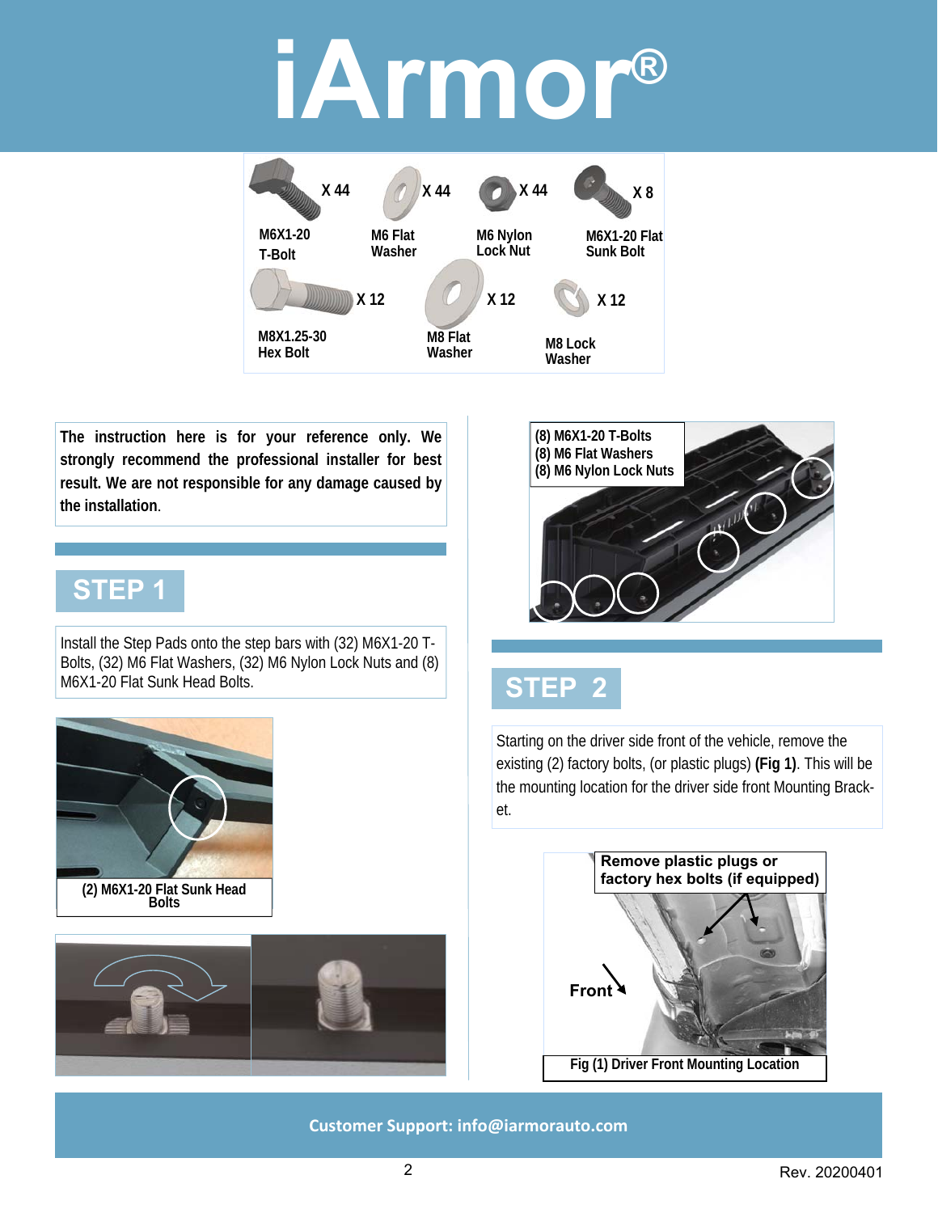# iArmor®

| Part | Qty |
|---|---|
| M6X1-20 T-Bolt | X 44 |
| M6 Flat Washer | X 44 |
| M6 Nylon Lock Nut | X 44 |
| M6X1-20 Flat Sunk Bolt | X 8 |
| M8X1.25-30 Hex Bolt | X 12 |
| M8 Flat Washer | X 12 |
| M8 Lock Washer | X 12 |

**The instruction here is for your reference only. We strongly recommend the professional installer for best result. We are not responsible for any damage caused by the installation.**

## STEP 1

Install the Step Pads onto the step bars with (32) M6X1-20 T-Bolts, (32) M6 Flat Washers, (32) M6 Nylon Lock Nuts and (8) M6X1-20 Flat Sunk Head Bolts.

(2) M6X1-20 Flat Sunk Head Bolts

(8) M6X1-20 T-Bolts
(8) M6 Flat Washers
(8) M6 Nylon Lock Nuts

## STEP 2

Starting on the driver side front of the vehicle, remove the existing (2) factory bolts, (or plastic plugs) **(Fig 1)**. This will be the mounting location for the driver side front Mounting Bracket.

Remove plastic plugs or factory hex bolts (if equipped)

Front

Fig (1) Driver Front Mounting Location

Customer Support: info@iarmorauto.com

Rev. 20200401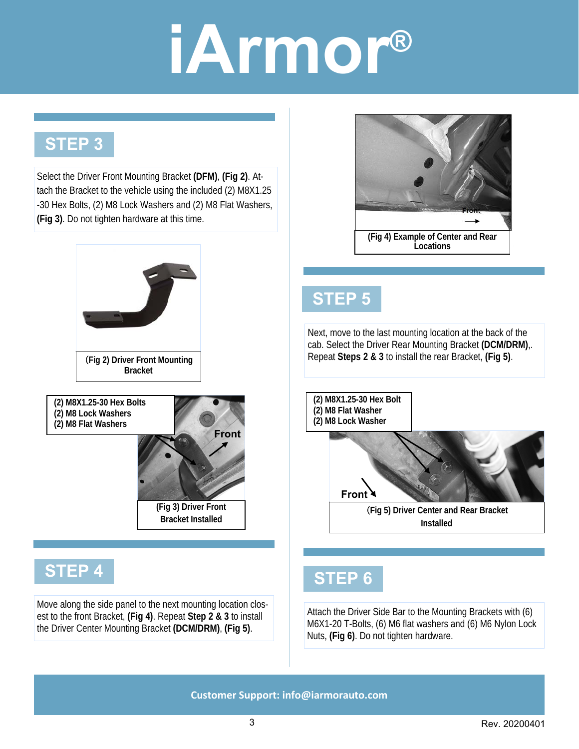## STEP 3

Select the Driver Front Mounting Bracket **(DFM)**, **(Fig 2)**. Attach the Bracket to the vehicle using the included (2) M8X1.25-30 Hex Bolts, (2) M8 Lock Washers and (2) M8 Flat Washers, **(Fig 3)**. Do not tighten hardware at this time.

**(Fig 2) Driver Front Mounting Bracket**

**(2) M8X1.25-30 Hex Bolts**
**(2) M8 Lock Washers**
**(2) M8 Flat Washers**

**Front**

**(Fig 3) Driver Front Bracket Installed**

## STEP 4

Move along the side panel to the next mounting location closest to the front Bracket, **(Fig 4)**. Repeat **Step 2 & 3** to install the Driver Center Mounting Bracket **(DCM/DRM)**, **(Fig 5)**.

Front

**(Fig 4) Example of Center and Rear Locations**

## STEP 5

Next, move to the last mounting location at the back of the cab. Select the Driver Rear Mounting Bracket **(DCM/DRM)**,. Repeat **Steps 2 & 3** to install the rear Bracket, **(Fig 5)**.

**(2) M8X1.25-30 Hex Bolt**
**(2) M8 Flat Washer**
**(2) M8 Lock Washer**

**Front**

**(Fig 5) Driver Center and Rear Bracket Installed**

## STEP 6

Attach the Driver Side Bar to the Mounting Brackets with (6) M6X1-20 T-Bolts, (6) M6 flat washers and (6) M6 Nylon Lock Nuts, **(Fig 6)**. Do not tighten hardware.

**Customer Support: info@iarmorauto.com**

Rev. 20200401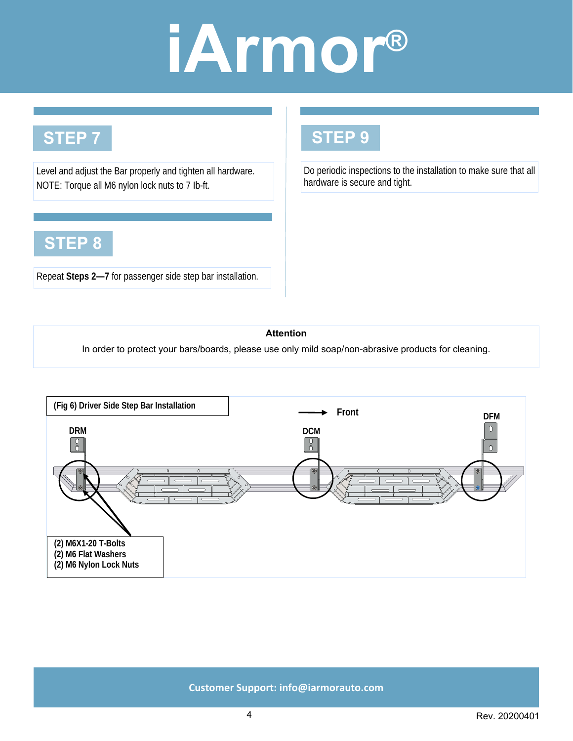# iArmor®

## STEP 7

Level and adjust the Bar properly and tighten all hardware.
NOTE: Torque all M6 nylon lock nuts to 7 lb-ft.

## STEP 8

Repeat **Steps 2—7** for passenger side step bar installation.

## STEP 9

Do periodic inspections to the installation to make sure that all hardware is secure and tight.

**Attention**

In order to protect your bars/boards, please use only mild soap/non-abrasive products for cleaning.

**(Fig 6) Driver Side Step Bar Installation**

Front

DRM

DCM

DFM

(2) M6X1-20 T-Bolts
(2) M6 Flat Washers
(2) M6 Nylon Lock Nuts

Customer Support: info@iarmorauto.com

Rev. 20200401